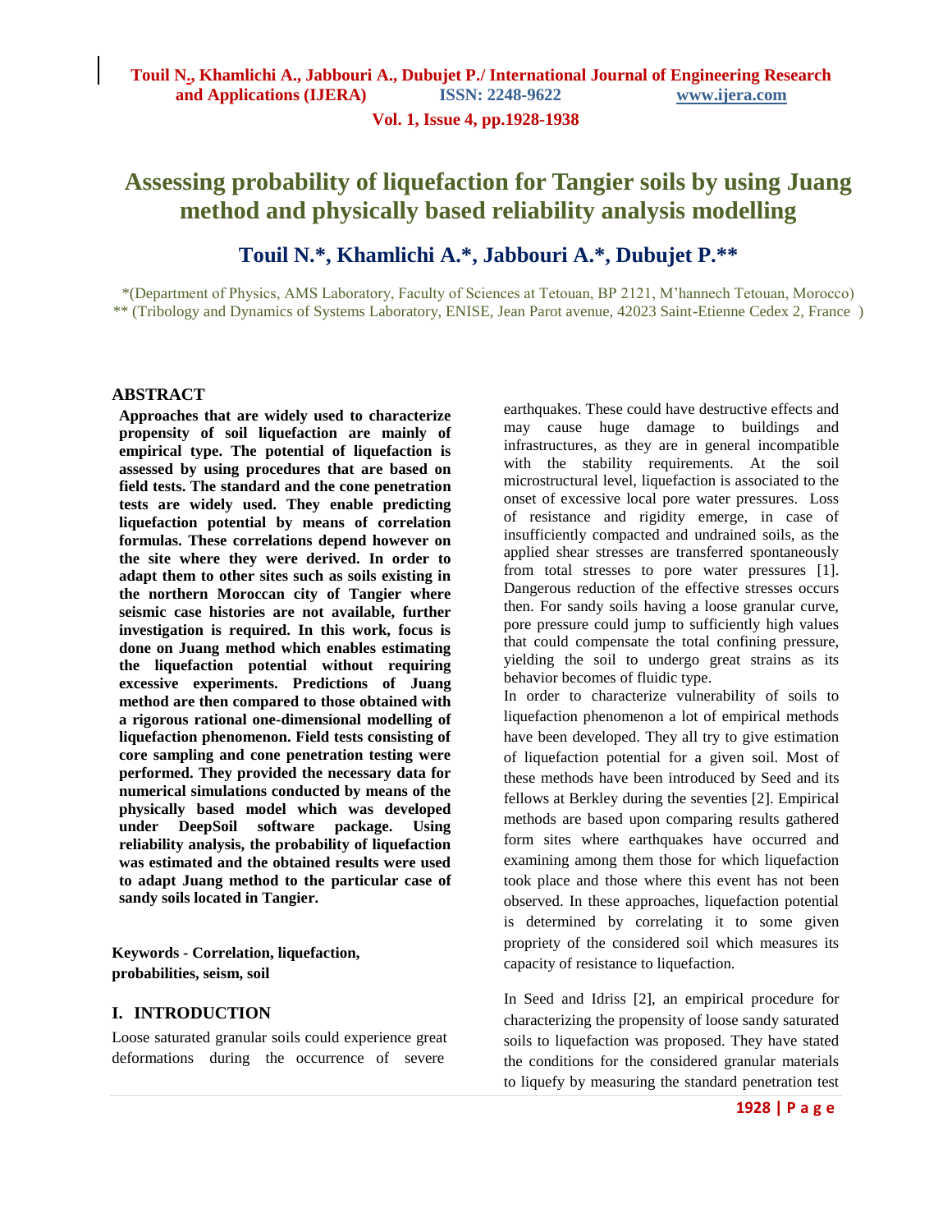# Assessing probability of liquefaction for Tangier soils by using Juang method and physically based reliability analysis modelling

## Touil N.*, Khamlichi A.*, Jabbouri A.*, Dubujet P.**

*(Department of Physics, AMS Laboratory, Faculty of Sciences at Tetouan, BP 2121, M'hannech Tetouan, Morocco)
** (Tribology and Dynamics of Systems Laboratory, ENISE, Jean Parot avenue, 42023 Saint-Etienne Cedex 2, France )

## ABSTRACT

**Approaches that are widely used to characterize propensity of soil liquefaction are mainly of empirical type. The potential of liquefaction is assessed by using procedures that are based on field tests. The standard and the cone penetration tests are widely used. They enable predicting liquefaction potential by means of correlation formulas. These correlations depend however on the site where they were derived. In order to adapt them to other sites such as soils existing in the northern Moroccan city of Tangier where seismic case histories are not available, further investigation is required. In this work, focus is done on Juang method which enables estimating the liquefaction potential without requiring excessive experiments. Predictions of Juang method are then compared to those obtained with a rigorous rational one-dimensional modelling of liquefaction phenomenon. Field tests consisting of core sampling and cone penetration testing were performed. They provided the necessary data for numerical simulations conducted by means of the physically based model which was developed under DeepSoil software package. Using reliability analysis, the probability of liquefaction was estimated and the obtained results were used to adapt Juang method to the particular case of sandy soils located in Tangier.**

**Keywords - Correlation, liquefaction, probabilities, seism, soil**

## I. INTRODUCTION

Loose saturated granular soils could experience great deformations during the occurrence of severe earthquakes. These could have destructive effects and may cause huge damage to buildings and infrastructures, as they are in general incompatible with the stability requirements. At the soil microstructural level, liquefaction is associated to the onset of excessive local pore water pressures. Loss of resistance and rigidity emerge, in case of insufficiently compacted and undrained soils, as the applied shear stresses are transferred spontaneously from total stresses to pore water pressures [1]. Dangerous reduction of the effective stresses occurs then. For sandy soils having a loose granular curve, pore pressure could jump to sufficiently high values that could compensate the total confining pressure, yielding the soil to undergo great strains as its behavior becomes of fluidic type.

In order to characterize vulnerability of soils to liquefaction phenomenon a lot of empirical methods have been developed. They all try to give estimation of liquefaction potential for a given soil. Most of these methods have been introduced by Seed and its fellows at Berkley during the seventies [2]. Empirical methods are based upon comparing results gathered form sites where earthquakes have occurred and examining among them those for which liquefaction took place and those where this event has not been observed. In these approaches, liquefaction potential is determined by correlating it to some given propriety of the considered soil which measures its capacity of resistance to liquefaction.

In Seed and Idriss [2], an empirical procedure for characterizing the propensity of loose sandy saturated soils to liquefaction was proposed. They have stated the conditions for the considered granular materials to liquefy by measuring the standard penetration test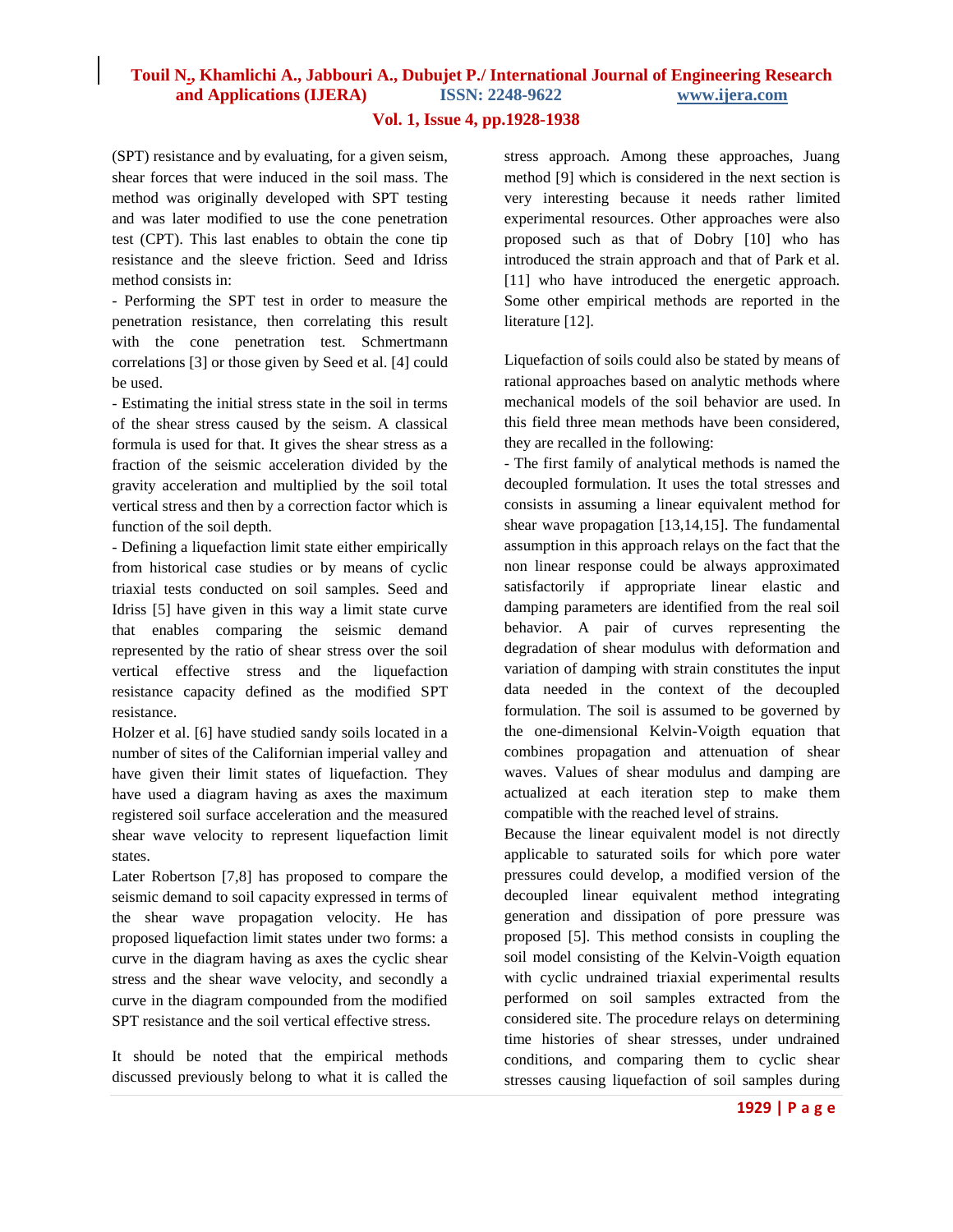(SPT) resistance and by evaluating, for a given seism, shear forces that were induced in the soil mass. The method was originally developed with SPT testing and was later modified to use the cone penetration test (CPT). This last enables to obtain the cone tip resistance and the sleeve friction. Seed and Idriss method consists in:

- Performing the SPT test in order to measure the penetration resistance, then correlating this result with the cone penetration test. Schmertmann correlations [3] or those given by Seed et al. [4] could be used.
- Estimating the initial stress state in the soil in terms of the shear stress caused by the seism. A classical formula is used for that. It gives the shear stress as a fraction of the seismic acceleration divided by the gravity acceleration and multiplied by the soil total vertical stress and then by a correction factor which is function of the soil depth.
- Defining a liquefaction limit state either empirically from historical case studies or by means of cyclic triaxial tests conducted on soil samples. Seed and Idriss [5] have given in this way a limit state curve that enables comparing the seismic demand represented by the ratio of shear stress over the soil vertical effective stress and the liquefaction resistance capacity defined as the modified SPT resistance.

Holzer et al. [6] have studied sandy soils located in a number of sites of the Californian imperial valley and have given their limit states of liquefaction. They have used a diagram having as axes the maximum registered soil surface acceleration and the measured shear wave velocity to represent liquefaction limit states.

Later Robertson [7,8] has proposed to compare the seismic demand to soil capacity expressed in terms of the shear wave propagation velocity. He has proposed liquefaction limit states under two forms: a curve in the diagram having as axes the cyclic shear stress and the shear wave velocity, and secondly a curve in the diagram compounded from the modified SPT resistance and the soil vertical effective stress.

It should be noted that the empirical methods discussed previously belong to what it is called the stress approach. Among these approaches, Juang method [9] which is considered in the next section is very interesting because it needs rather limited experimental resources. Other approaches were also proposed such as that of Dobry [10] who has introduced the strain approach and that of Park et al. [11] who have introduced the energetic approach. Some other empirical methods are reported in the literature [12].

Liquefaction of soils could also be stated by means of rational approaches based on analytic methods where mechanical models of the soil behavior are used. In this field three mean methods have been considered, they are recalled in the following:

- The first family of analytical methods is named the decoupled formulation. It uses the total stresses and consists in assuming a linear equivalent method for shear wave propagation [13,14,15]. The fundamental assumption in this approach relays on the fact that the non linear response could be always approximated satisfactorily if appropriate linear elastic and damping parameters are identified from the real soil behavior. A pair of curves representing the degradation of shear modulus with deformation and variation of damping with strain constitutes the input data needed in the context of the decoupled formulation. The soil is assumed to be governed by the one-dimensional Kelvin-Voigth equation that combines propagation and attenuation of shear waves. Values of shear modulus and damping are actualized at each iteration step to make them compatible with the reached level of strains.

Because the linear equivalent model is not directly applicable to saturated soils for which pore water pressures could develop, a modified version of the decoupled linear equivalent method integrating generation and dissipation of pore pressure was proposed [5]. This method consists in coupling the soil model consisting of the Kelvin-Voigth equation with cyclic undrained triaxial experimental results performed on soil samples extracted from the considered site. The procedure relays on determining time histories of shear stresses, under undrained conditions, and comparing them to cyclic shear stresses causing liquefaction of soil samples during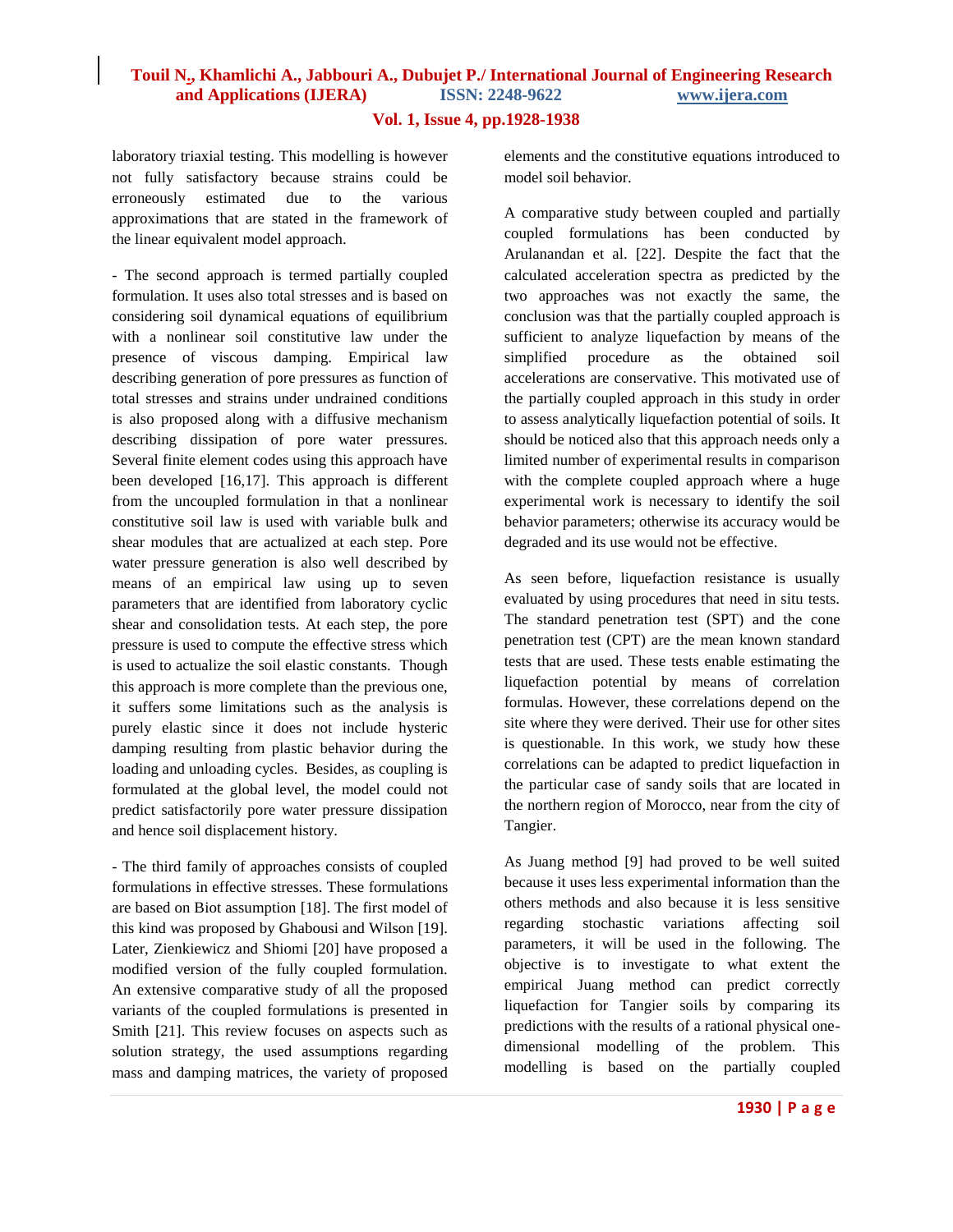laboratory triaxial testing. This modelling is however not fully satisfactory because strains could be erroneously estimated due to the various approximations that are stated in the framework of the linear equivalent model approach.

- The second approach is termed partially coupled formulation. It uses also total stresses and is based on considering soil dynamical equations of equilibrium with a nonlinear soil constitutive law under the presence of viscous damping. Empirical law describing generation of pore pressures as function of total stresses and strains under undrained conditions is also proposed along with a diffusive mechanism describing dissipation of pore water pressures. Several finite element codes using this approach have been developed [16,17]. This approach is different from the uncoupled formulation in that a nonlinear constitutive soil law is used with variable bulk and shear modules that are actualized at each step. Pore water pressure generation is also well described by means of an empirical law using up to seven parameters that are identified from laboratory cyclic shear and consolidation tests. At each step, the pore pressure is used to compute the effective stress which is used to actualize the soil elastic constants. Though this approach is more complete than the previous one, it suffers some limitations such as the analysis is purely elastic since it does not include hysteric damping resulting from plastic behavior during the loading and unloading cycles. Besides, as coupling is formulated at the global level, the model could not predict satisfactorily pore water pressure dissipation and hence soil displacement history.

- The third family of approaches consists of coupled formulations in effective stresses. These formulations are based on Biot assumption [18]. The first model of this kind was proposed by Ghabousi and Wilson [19]. Later, Zienkiewicz and Shiomi [20] have proposed a modified version of the fully coupled formulation. An extensive comparative study of all the proposed variants of the coupled formulations is presented in Smith [21]. This review focuses on aspects such as solution strategy, the used assumptions regarding mass and damping matrices, the variety of proposed elements and the constitutive equations introduced to model soil behavior.

A comparative study between coupled and partially coupled formulations has been conducted by Arulanandan et al. [22]. Despite the fact that the calculated acceleration spectra as predicted by the two approaches was not exactly the same, the conclusion was that the partially coupled approach is sufficient to analyze liquefaction by means of the simplified procedure as the obtained soil accelerations are conservative. This motivated use of the partially coupled approach in this study in order to assess analytically liquefaction potential of soils. It should be noticed also that this approach needs only a limited number of experimental results in comparison with the complete coupled approach where a huge experimental work is necessary to identify the soil behavior parameters; otherwise its accuracy would be degraded and its use would not be effective.

As seen before, liquefaction resistance is usually evaluated by using procedures that need in situ tests. The standard penetration test (SPT) and the cone penetration test (CPT) are the mean known standard tests that are used. These tests enable estimating the liquefaction potential by means of correlation formulas. However, these correlations depend on the site where they were derived. Their use for other sites is questionable. In this work, we study how these correlations can be adapted to predict liquefaction in the particular case of sandy soils that are located in the northern region of Morocco, near from the city of Tangier.

As Juang method [9] had proved to be well suited because it uses less experimental information than the others methods and also because it is less sensitive regarding stochastic variations affecting soil parameters, it will be used in the following. The objective is to investigate to what extent the empirical Juang method can predict correctly liquefaction for Tangier soils by comparing its predictions with the results of a rational physical one-dimensional modelling of the problem. This modelling is based on the partially coupled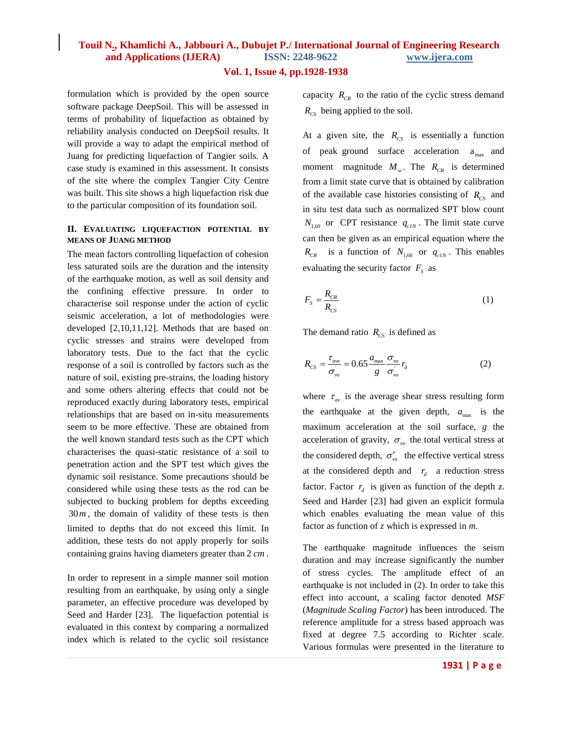formulation which is provided by the open source software package DeepSoil. This will be assessed in terms of probability of liquefaction as obtained by reliability analysis conducted on DeepSoil results. It will provide a way to adapt the empirical method of Juang for predicting liquefaction of Tangier soils. A case study is examined in this assessment. It consists of the site where the complex Tangier City Centre was built. This site shows a high liquefaction risk due to the particular composition of its foundation soil.

## II. Evaluating liquefaction potential by means of Juang method

The mean factors controlling liquefaction of cohesion less saturated soils are the duration and the intensity of the earthquake motion, as well as soil density and the confining effective pressure. In order to characterise soil response under the action of cyclic seismic acceleration, a lot of methodologies were developed [2,10,11,12]. Methods that are based on cyclic stresses and strains were developed from laboratory tests. Due to the fact that the cyclic response of a soil is controlled by factors such as the nature of soil, existing pre-strains, the loading history and some others altering effects that could not be reproduced exactly during laboratory tests, empirical relationships that are based on in-situ measurements seem to be more effective. These are obtained from the well known standard tests such as the CPT which characterises the quasi-static resistance of a soil to penetration action and the SPT test which gives the dynamic soil resistance. Some precautions should be considered while using these tests as the rod can be subjected to bucking problem for depths exceeding $30\,m$, the domain of validity of these tests is then limited to depths that do not exceed this limit. In addition, these tests do not apply properly for soils containing grains having diameters greater than $2\,cm$.

In order to represent in a simple manner soil motion resulting from an earthquake, by using only a single parameter, an effective procedure was developed by Seed and Harder [23]. The liquefaction potential is evaluated in this context by comparing a normalized index which is related to the cyclic soil resistance capacity $R_{CR}$ to the ratio of the cyclic stress demand $R_{CS}$ being applied to the soil.

At a given site, the $R_{CS}$ is essentially a function of peak ground surface acceleration $a_{max}$ and moment magnitude $M_w$. The $R_{CR}$ is determined from a limit state curve that is obtained by calibration of the available case histories consisting of $R_{CS}$ and in situ test data such as normalized SPT blow count $N_{1,60}$ or CPT resistance $q_{c1N}$. The limit state curve can then be given as an empirical equation where the $R_{CR}$ is a function of $N_{1,60}$ or $q_{c1N}$. This enables evaluating the security factor $F_S$ as

$$F_S = \frac{R_{CR}}{R_{CS}} \tag{1}$$

The demand ratio $R_{CS}$ is defined as

$$R_{CS} = \frac{\tau_{ave}}{\sigma'_{vo}} = 0.65\frac{a_{max}}{g}\frac{\sigma_{vo}}{\sigma'_{vo}} r_d \tag{2}$$

where $\tau_{av}$ is the average shear stress resulting form the earthquake at the given depth, $a_{max}$ is the maximum acceleration at the soil surface, $g$ the acceleration of gravity, $\sigma_{vo}$ the total vertical stress at the considered depth, $\sigma'_{vo}$ the effective vertical stress at the considered depth and $r_d$ a reduction stress factor. Factor $r_d$ is given as function of the depth *z*. Seed and Harder [23] had given an explicit formula which enables evaluating the mean value of this factor as function of *z* which is expressed in *m*.

The earthquake magnitude influences the seism duration and may increase significantly the number of stress cycles. The amplitude effect of an earthquake is not included in (2). In order to take this effect into account, a scaling factor denoted *MSF* (*Magnitude Scaling Factor*) has been introduced. The reference amplitude for a stress based approach was fixed at degree 7.5 according to Richter scale. Various formulas were presented in the literature to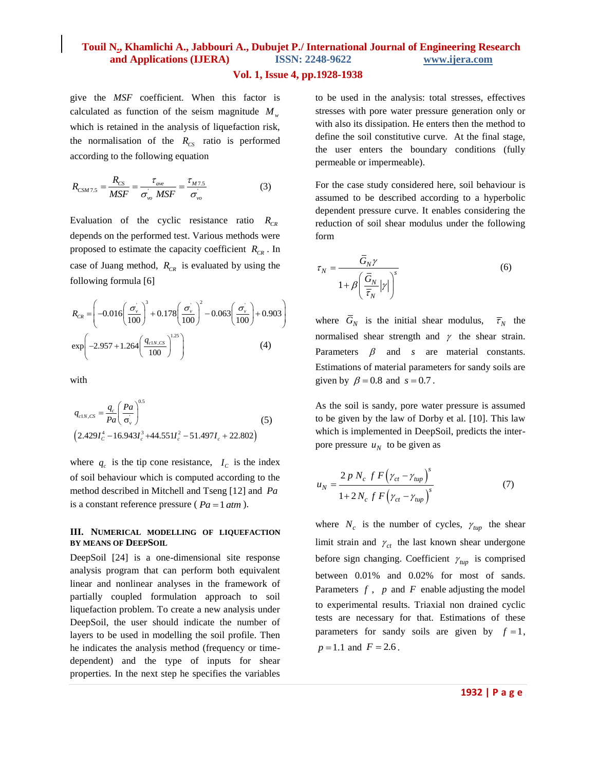give the $MSF$ coefficient. When this factor is calculated as function of the seism magnitude $M_w$ which is retained in the analysis of liquefaction risk, the normalisation of the $R_{CS}$ ratio is performed according to the following equation

$$R_{CSM7.5} = \frac{R_{CS}}{MSF} = \frac{\tau_{ave}}{\sigma_{vo}^{'} \; MSF} = \frac{\tau_{M7.5}}{\sigma_{vo}^{'}} \tag{3}$$

Evaluation of the cyclic resistance ratio $R_{CR}$ depends on the performed test. Various methods were proposed to estimate the capacity coefficient $R_{CR}$. In case of Juang method, $R_{CR}$ is evaluated by using the following formula [6]

$$R_{CR} = \left( -0.016\left(\frac{\sigma_v^{'}}{100}\right)^3 + 0.178\left(\frac{\sigma_v^{'}}{100}\right)^2 - 0.063\left(\frac{\sigma_v^{'}}{100}\right) + 0.903 \right) \exp\left( -2.957 + 1.264\left(\frac{q_{c1N,CS}}{100}\right)^{1.25} \right) \tag{4}$$

with

$$q_{c1N,CS} = \frac{q_c}{Pa}\left(\frac{Pa}{\sigma_v^{'}}\right)^{0.5} \left(2.429 I_C^4 - 16.943 I_c^3 + 44.551 I_c^2 - 51.497 I_c + 22.802\right) \tag{5}$$

where $q_c$ is the tip cone resistance, $I_C$ is the index of soil behaviour which is computed according to the method described in Mitchell and Tseng [12] and $Pa$ is a constant reference pressure ( $Pa = 1\,atm$ ).

### III. Numerical modelling of liquefaction by means of DeepSoil

DeepSoil [24] is a one-dimensional site response analysis program that can perform both equivalent linear and nonlinear analyses in the framework of partially coupled formulation approach to soil liquefaction problem. To create a new analysis under DeepSoil, the user should indicate the number of layers to be used in modelling the soil profile. Then he indicates the analysis method (frequency or time-dependent) and the type of inputs for shear properties. In the next step he specifies the variables to be used in the analysis: total stresses, effectives stresses with pore water pressure generation only or with also its dissipation. He enters then the method to define the soil constitutive curve. At the final stage, the user enters the boundary conditions (fully permeable or impermeable).

For the case study considered here, soil behaviour is assumed to be described according to a hyperbolic dependent pressure curve. It enables considering the reduction of soil shear modulus under the following form

$$\tau_N = \frac{\bar{G}_N \gamma}{1 + \beta\left(\frac{\bar{G}_N}{\bar{\tau}_N}|\gamma|\right)^s} \tag{6}$$

where $\bar{G}_N$ is the initial shear modulus, $\bar{\tau}_N$ the normalised shear strength and $\gamma$ the shear strain. Parameters $\beta$ and $s$ are material constants. Estimations of material parameters for sandy soils are given by $\beta = 0.8$ and $s = 0.7$.

As the soil is sandy, pore water pressure is assumed to be given by the law of Dorby et al. [10]. This law which is implemented in DeepSoil, predicts the inter-pore pressure $u_N$ to be given as

$$u_N = \frac{2\,p\,N_c\;f\,F\left(\gamma_{ct} - \gamma_{tup}\right)^s}{1 + 2\,N_c\;f\,F\left(\gamma_{ct} - \gamma_{tup}\right)^s} \tag{7}$$

where $N_c$ is the number of cycles, $\gamma_{tup}$ the shear limit strain and $\gamma_{ct}$ the last known shear undergone before sign changing. Coefficient $\gamma_{tup}$ is comprised between 0.01% and 0.02% for most of sands. Parameters $f$, $p$ and $F$ enable adjusting the model to experimental results. Triaxial non drained cyclic tests are necessary for that. Estimations of these parameters for sandy soils are given by $f = 1$, $p = 1.1$ and $F = 2.6$.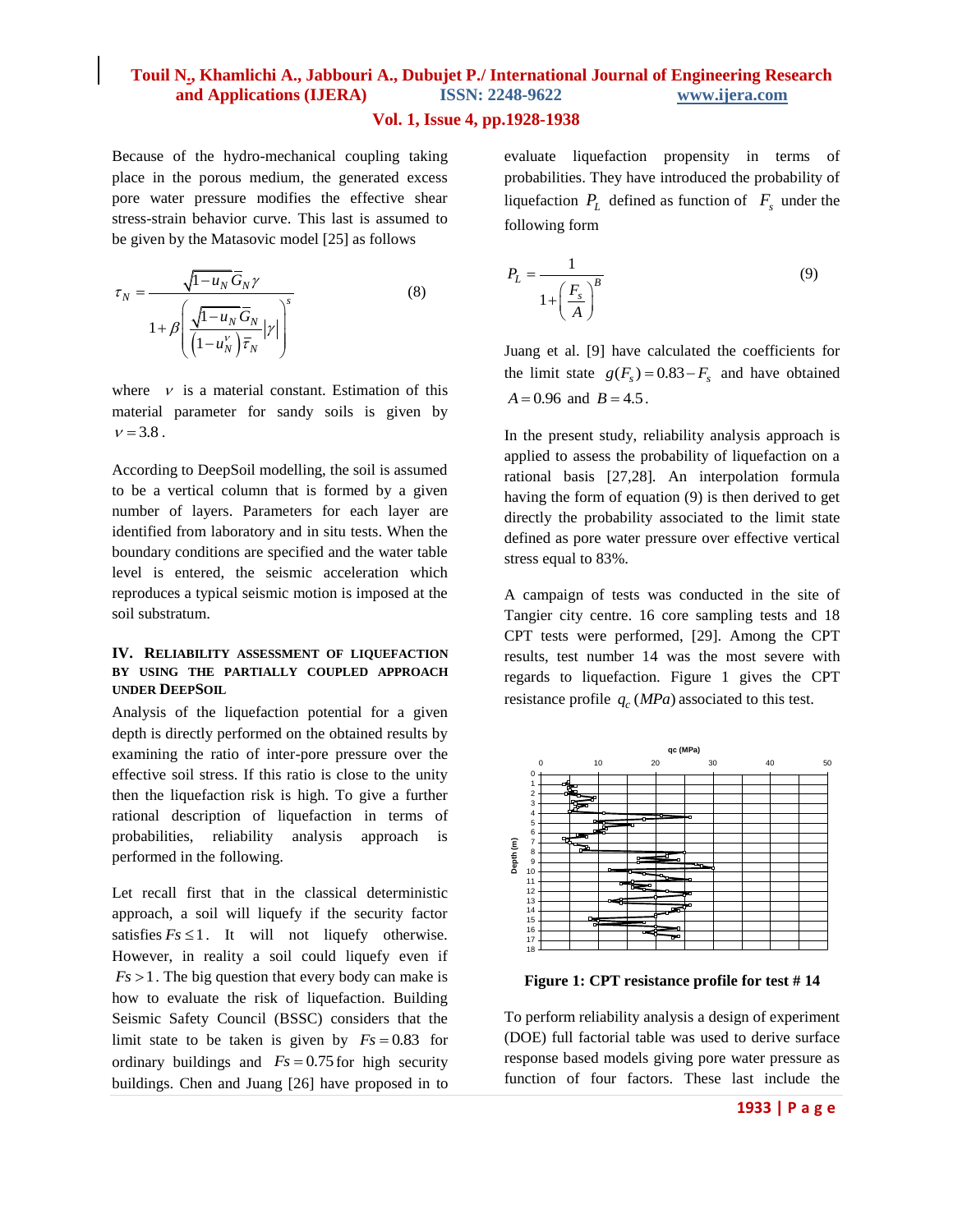Because of the hydro-mechanical coupling taking place in the porous medium, the generated excess pore water pressure modifies the effective shear stress-strain behavior curve. This last is assumed to be given by the Matasovic model [25] as follows

$$\tau_N = \frac{\sqrt{1-u_N}\,\overline{G}_N \gamma}{1+\beta\left(\dfrac{\sqrt{1-u_N}\,\overline{G}_N}{\left(1-u_N^{\nu}\right)\overline{\tau}_N}|\gamma|\right)^{s}} \tag{8}$$

where $\nu$ is a material constant. Estimation of this material parameter for sandy soils is given by $\nu = 3.8$.

According to DeepSoil modelling, the soil is assumed to be a vertical column that is formed by a given number of layers. Parameters for each layer are identified from laboratory and in situ tests. When the boundary conditions are specified and the water table level is entered, the seismic acceleration which reproduces a typical seismic motion is imposed at the soil substratum.

## IV. Reliability assessment of liquefaction by using the partially coupled approach under DeepSoil

Analysis of the liquefaction potential for a given depth is directly performed on the obtained results by examining the ratio of inter-pore pressure over the effective soil stress. If this ratio is close to the unity then the liquefaction risk is high. To give a further rational description of liquefaction in terms of probabilities, reliability analysis approach is performed in the following.

Let recall first that in the classical deterministic approach, a soil will liquefy if the security factor satisfies $Fs \leq 1$. It will not liquefy otherwise. However, in reality a soil could liquefy even if $Fs > 1$. The big question that every body can make is how to evaluate the risk of liquefaction. Building Seismic Safety Council (BSSC) considers that the limit state to be taken is given by $Fs = 0.83$ for ordinary buildings and $Fs = 0.75$ for high security buildings. Chen and Juang [26] have proposed in to evaluate liquefaction propensity in terms of probabilities. They have introduced the probability of liquefaction $P_L$ defined as function of $F_s$ under the following form

$$P_L = \frac{1}{1+\left(\dfrac{F_s}{A}\right)^{B}} \tag{9}$$

Juang et al. [9] have calculated the coefficients for the limit state $g(F_s) = 0.83 - F_s$ and have obtained $A = 0.96$ and $B = 4.5$.

In the present study, reliability analysis approach is applied to assess the probability of liquefaction on a rational basis [27,28]. An interpolation formula having the form of equation (9) is then derived to get directly the probability associated to the limit state defined as pore water pressure over effective vertical stress equal to 83%.

A campaign of tests was conducted in the site of Tangier city centre. 16 core sampling tests and 18 CPT tests were performed, [29]. Among the CPT results, test number 14 was the most severe with regards to liquefaction. Figure 1 gives the CPT resistance profile $q_c\,(MPa)$ associated to this test.

**Figure 1: CPT resistance profile for test # 14**

To perform reliability analysis a design of experiment (DOE) full factorial table was used to derive surface response based models giving pore water pressure as function of four factors. These last include the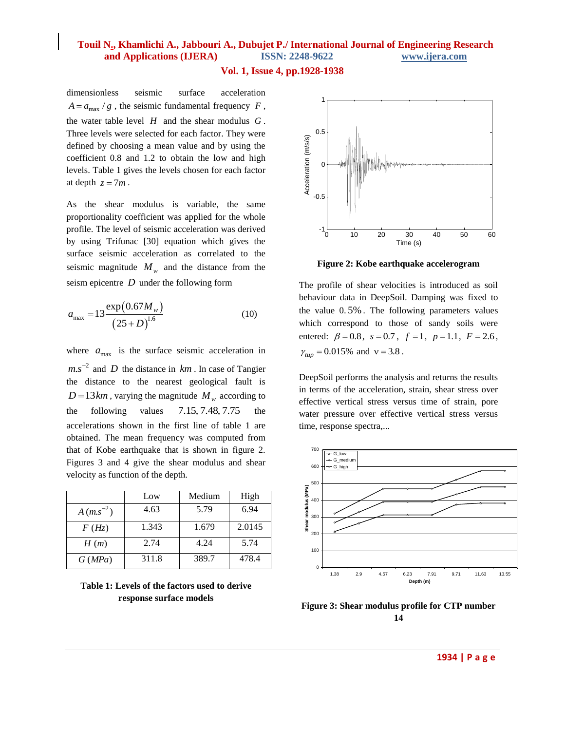dimensionless seismic surface acceleration $A = a_{\max} / g$, the seismic fundamental frequency $F$, the water table level $H$ and the shear modulus $G$. Three levels were selected for each factor. They were defined by choosing a mean value and by using the coefficient 0.8 and 1.2 to obtain the low and high levels. Table 1 gives the levels chosen for each factor at depth $z = 7m$.

As the shear modulus is variable, the same proportionality coefficient was applied for the whole profile. The level of seismic acceleration was derived by using Trifunac [30] equation which gives the surface seismic acceleration as correlated to the seismic magnitude $M_w$ and the distance from the seism epicentre $D$ under the following form

$$a_{\max} = 13 \frac{\exp(0.67 M_w)}{(25 + D)^{1.6}} \qquad (10)$$

where $a_{\max}$ is the surface seismic acceleration in $m.s^{-2}$ and $D$ the distance in $km$. In case of Tangier the distance to the nearest geological fault is $D = 13km$, varying the magnitude $M_w$ according to the following values $7.15, 7.48, 7.75$ the accelerations shown in the first line of table 1 are obtained. The mean frequency was computed from that of Kobe earthquake that is shown in figure 2. Figures 3 and 4 give the shear modulus and shear velocity as function of the depth.

| | Low | Medium | High |
|---|---|---|---|
| $A\,(m.s^{-2})$ | 4.63 | 5.79 | 6.94 |
| $F\ (Hz)$ | 1.343 | 1.679 | 2.0145 |
| $H\ (m)$ | 2.74 | 4.24 | 5.74 |
| $G\,(MPa)$ | 311.8 | 389.7 | 478.4 |

**Table 1: Levels of the factors used to derive response surface models**

**Figure 2: Kobe earthquake accelerogram**

The profile of shear velocities is introduced as soil behaviour data in DeepSoil. Damping was fixed to the value $0.5\%$. The following parameters values which correspond to those of sandy soils were entered: $\beta = 0.8$, $s = 0.7$, $f = 1$, $p = 1.1$, $F = 2.6$, $\gamma_{tup} = 0.015\%$ and $\nu = 3.8$.

DeepSoil performs the analysis and returns the results in terms of the acceleration, strain, shear stress over effective vertical stress versus time of strain, pore water pressure over effective vertical stress versus time, response spectra,...

**Figure 3: Shear modulus profile for CTP number 14**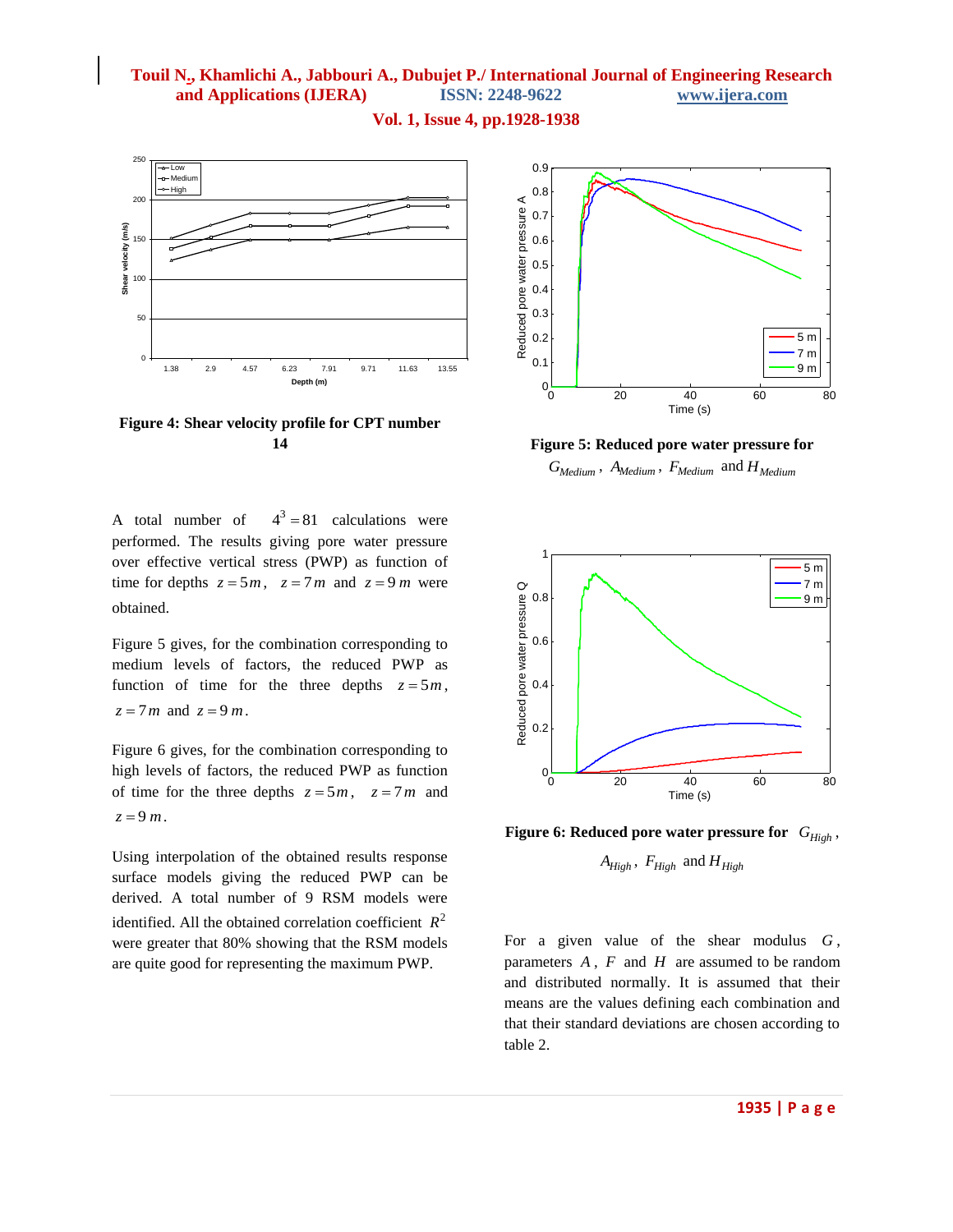**Figure 4: Shear velocity profile for CPT number 14**

**Figure 5: Reduced pore water pressure for $G_{Medium}$, $A_{Medium}$, $F_{Medium}$ and $H_{Medium}$**

A total number of $4^3 = 81$ calculations were performed. The results giving pore water pressure over effective vertical stress (PWP) as function of time for depths $z = 5m$, $z = 7m$ and $z = 9m$ were obtained.

Figure 5 gives, for the combination corresponding to medium levels of factors, the reduced PWP as function of time for the three depths $z = 5m$, $z = 7m$ and $z = 9m$.

Figure 6 gives, for the combination corresponding to high levels of factors, the reduced PWP as function of time for the three depths $z = 5m$, $z = 7m$ and $z = 9m$.

Using interpolation of the obtained results response surface models giving the reduced PWP can be derived. A total number of 9 RSM models were identified. All the obtained correlation coefficient $R^2$ were greater that 80% showing that the RSM models are quite good for representing the maximum PWP.

**Figure 6: Reduced pore water pressure for $G_{High}$, $A_{High}$, $F_{High}$ and $H_{High}$**

For a given value of the shear modulus $G$, parameters $A$, $F$ and $H$ are assumed to be random and distributed normally. It is assumed that their means are the values defining each combination and that their standard deviations are chosen according to table 2.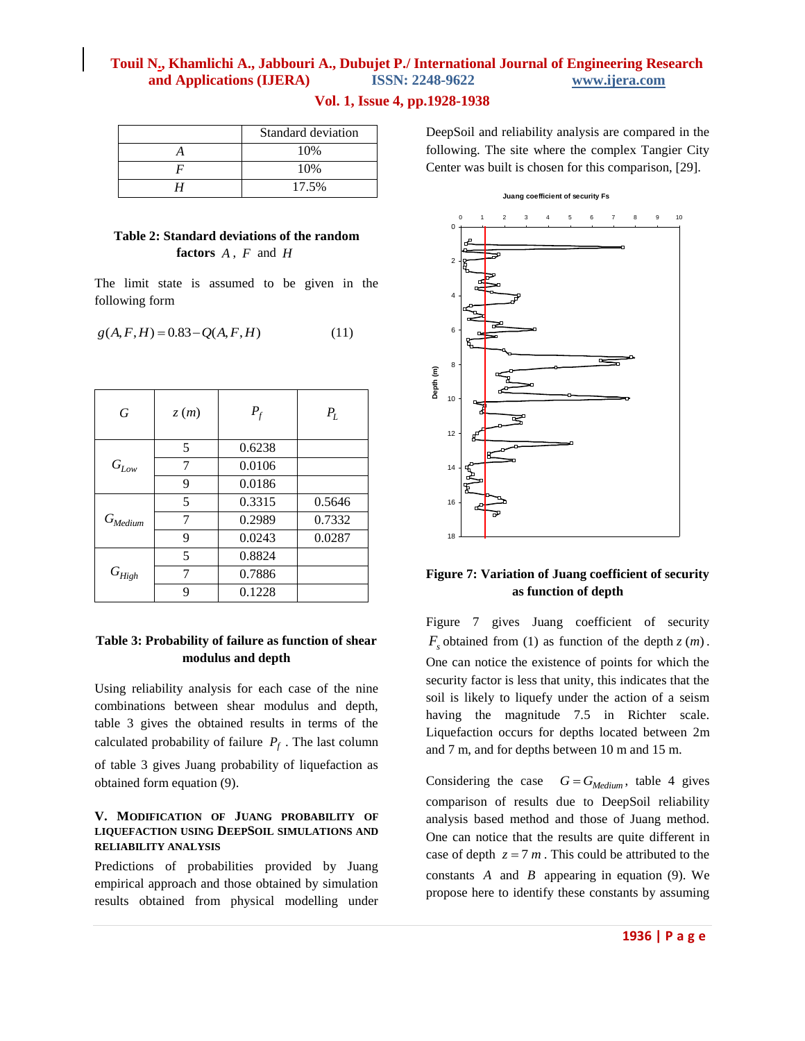| | Standard deviation |
|---|---|
| $A$ | 10% |
| $F$ | 10% |
| $H$ | 17.5% |

**Table 2: Standard deviations of the random factors $A$, $F$ and $H$**

The limit state is assumed to be given in the following form

$$g(A,F,H) = 0.83 - Q(A,F,H) \qquad (11)$$

| $G$ | $z\,(m)$ | $P_f$ | $P_L$ |
|---|---|---|---|
| $G_{Low}$ | 5 | 0.6238 | |
| | 7 | 0.0106 | |
| | 9 | 0.0186 | |
| $G_{Medium}$ | 5 | 0.3315 | 0.5646 |
| | 7 | 0.2989 | 0.7332 |
| | 9 | 0.0243 | 0.0287 |
| $G_{High}$ | 5 | 0.8824 | |
| | 7 | 0.7886 | |
| | 9 | 0.1228 | |

**Table 3: Probability of failure as function of shear modulus and depth**

Using reliability analysis for each case of the nine combinations between shear modulus and depth, table 3 gives the obtained results in terms of the calculated probability of failure $P_f$. The last column of table 3 gives Juang probability of liquefaction as obtained form equation (9).

### V. MODIFICATION OF JUANG PROBABILITY OF LIQUEFACTION USING DEEPSOIL SIMULATIONS AND RELIABILITY ANALYSIS

Predictions of probabilities provided by Juang empirical approach and those obtained by simulation results obtained from physical modelling under DeepSoil and reliability analysis are compared in the following. The site where the complex Tangier City Center was built is chosen for this comparison, [29].

**Figure 7: Variation of Juang coefficient of security as function of depth**

Figure 7 gives Juang coefficient of security $F_s$ obtained from (1) as function of the depth $z\,(m)$. One can notice the existence of points for which the security factor is less that unity, this indicates that the soil is likely to liquefy under the action of a seism having the magnitude 7.5 in Richter scale. Liquefaction occurs for depths located between 2m and 7 m, and for depths between 10 m and 15 m.

Considering the case $G = G_{Medium}$, table 4 gives comparison of results due to DeepSoil reliability analysis based method and those of Juang method. One can notice that the results are quite different in case of depth $z = 7\,m$. This could be attributed to the constants $A$ and $B$ appearing in equation (9). We propose here to identify these constants by assuming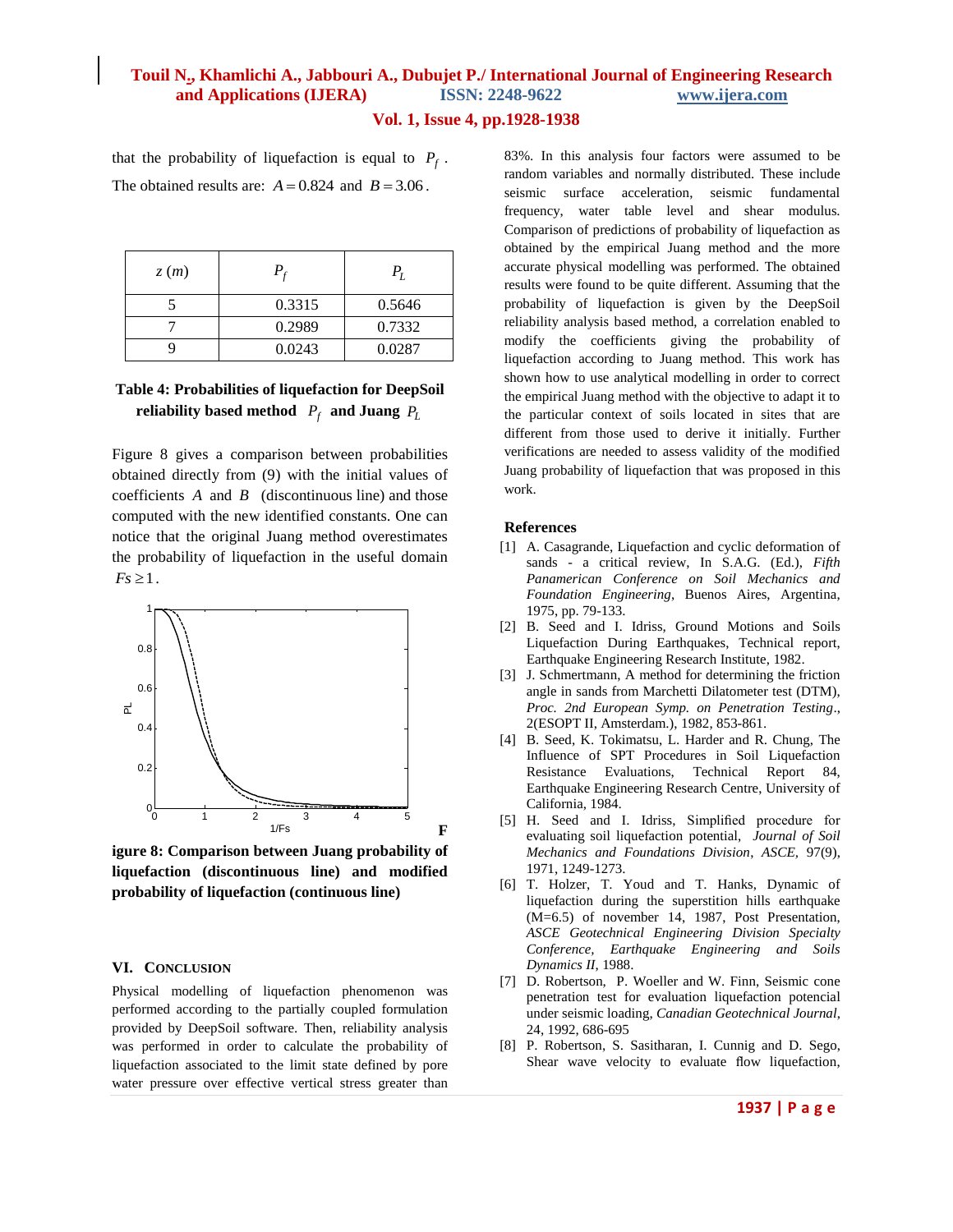that the probability of liquefaction is equal to $P_f$. The obtained results are: $A = 0.824$ and $B = 3.06$.

| $z\ (m)$ | $P_f$ | $P_L$ |
|---|---|---|
| 5 | 0.3315 | 0.5646 |
| 7 | 0.2989 | 0.7332 |
| 9 | 0.0243 | 0.0287 |

**Table 4: Probabilities of liquefaction for DeepSoil reliability based method $P_f$ and Juang $P_L$**

Figure 8 gives a comparison between probabilities obtained directly from (9) with the initial values of coefficients $A$ and $B$ (discontinuous line) and those computed with the new identified constants. One can notice that the original Juang method overestimates the probability of liquefaction in the useful domain $Fs \geq 1$.

**Figure 8: Comparison between Juang probability of liquefaction (discontinuous line) and modified probability of liquefaction (continuous line)**

## VI. Conclusion

Physical modelling of liquefaction phenomenon was performed according to the partially coupled formulation provided by DeepSoil software. Then, reliability analysis was performed in order to calculate the probability of liquefaction associated to the limit state defined by pore water pressure over effective vertical stress greater than 83%. In this analysis four factors were assumed to be random variables and normally distributed. These include seismic surface acceleration, seismic fundamental frequency, water table level and shear modulus. Comparison of predictions of probability of liquefaction as obtained by the empirical Juang method and the more accurate physical modelling was performed. The obtained results were found to be quite different. Assuming that the probability of liquefaction is given by the DeepSoil reliability analysis based method, a correlation enabled to modify the coefficients giving the probability of liquefaction according to Juang method. This work has shown how to use analytical modelling in order to correct the empirical Juang method with the objective to adapt it to the particular context of soils located in sites that are different from those used to derive it initially. Further verifications are needed to assess validity of the modified Juang probability of liquefaction that was proposed in this work.

## References

[1] A. Casagrande, Liquefaction and cyclic deformation of sands - a critical review, In S.A.G. (Ed.), *Fifth Panamerican Conference on Soil Mechanics and Foundation Engineering*, Buenos Aires, Argentina, 1975, pp. 79-133.

[2] B. Seed and I. Idriss, Ground Motions and Soils Liquefaction During Earthquakes, Technical report, Earthquake Engineering Research Institute, 1982.

[3] J. Schmertmann, A method for determining the friction angle in sands from Marchetti Dilatometer test (DTM), *Proc. 2nd European Symp. on Penetration Testing*., 2(ESOPT II, Amsterdam.), 1982, 853-861.

[4] B. Seed, K. Tokimatsu, L. Harder and R. Chung, The Influence of SPT Procedures in Soil Liquefaction Resistance Evaluations, Technical Report 84, Earthquake Engineering Research Centre, University of California, 1984.

[5] H. Seed and I. Idriss, Simplified procedure for evaluating soil liquefaction potential, *Journal of Soil Mechanics and Foundations Division, ASCE,* 97(9), 1971, 1249-1273.

[6] T. Holzer, T. Youd and T. Hanks, Dynamic of liquefaction during the superstition hills earthquake (M=6.5) of november 14, 1987, Post Presentation, *ASCE Geotechnical Engineering Division Specialty Conference, Earthquake Engineering and Soils Dynamics II*, 1988.

[7] D. Robertson, P. Woeller and W. Finn, Seismic cone penetration test for evaluation liquefaction potencial under seismic loading, *Canadian Geotechnical Journal*, 24, 1992, 686-695

[8] P. Robertson, S. Sasitharan, I. Cunnig and D. Sego, Shear wave velocity to evaluate flow liquefaction,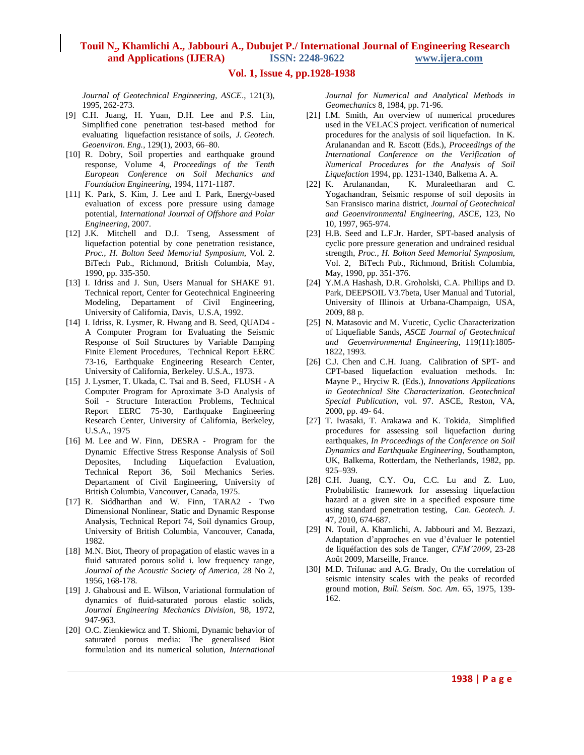*Journal of Geotechnical Engineering, ASCE*., 121(3), 1995, 262-273.

[9] C.H. Juang, H. Yuan, D.H. Lee and P.S. Lin, Simplified cone penetration test-based method for evaluating liquefaction resistance of soils, *J. Geotech. Geoenviron. Eng.*, 129(1), 2003, 66–80.

[10] R. Dobry, Soil properties and earthquake ground response, Volume 4, *Proceedings of the Tenth European Conference on Soil Mechanics and Foundation Engineering*, 1994, 1171-1187.

[11] K. Park, S. Kim, J. Lee and I. Park, Energy-based evaluation of excess pore pressure using damage potential, *International Journal of Offshore and Polar Engineering*, 2007.

[12] J.K. Mitchell and D.J. Tseng, Assessment of liquefaction potential by cone penetration resistance, *Proc., H. Bolton Seed Memorial Symposium*, Vol. 2. BiTech Pub., Richmond, British Columbia, May, 1990, pp. 335-350.

[13] I. Idriss and J. Sun, Users Manual for SHAKE 91. Technical report, Center for Geotechnical Engineering Modeling, Departament of Civil Engineering, University of California, Davis, U.S.A, 1992.

[14] I. Idriss, R. Lysmer, R. Hwang and B. Seed, QUAD4 - A Computer Program for Evaluating the Seismic Response of Soil Structures by Variable Damping Finite Element Procedures, Technical Report EERC 73-16, Earthquake Engineering Research Center, University of California, Berkeley. U.S.A., 1973.

[15] J. Lysmer, T. Ukada, C. Tsai and B. Seed, FLUSH - A Computer Program for Aproximate 3-D Analysis of Soil - Structure Interaction Problems, Technical Report EERC 75-30, Earthquake Engineering Research Center, University of California, Berkeley, U.S.A., 1975

[16] M. Lee and W. Finn, DESRA - Program for the Dynamic Effective Stress Response Analysis of Soil Deposites, Including Liquefaction Evaluation, Technical Report 36, Soil Mechanics Series. Departament of Civil Engineering, University of British Columbia, Vancouver, Canada, 1975.

[17] R. Siddharthan and W. Finn, TARA2 - Two Dimensional Nonlinear, Static and Dynamic Response Analysis, Technical Report 74, Soil dynamics Group, University of British Columbia, Vancouver, Canada, 1982.

[18] M.N. Biot, Theory of propagation of elastic waves in a fluid saturated porous solid i. low frequency range, *Journal of the Acoustic Society of America*, 28 No 2, 1956, 168-178.

[19] J. Ghabousi and E. Wilson, Variational formulation of dynamics of fluid-saturated porous elastic solids, *Journal Engineering Mechanics Division*, 98, 1972, 947-963.

[20] O.C. Zienkiewicz and T. Shiomi, Dynamic behavior of saturated porous media: The generalised Biot formulation and its numerical solution, *International Journal for Numerical and Analytical Methods in Geomechanics* 8, 1984, pp. 71-96.

[21] I.M. Smith, An overview of numerical procedures used in the VELACS project. verification of numerical procedures for the analysis of soil liquefaction. In K. Arulanandan and R. Escott (Eds.), *Proceedings of the International Conference on the Verification of Numerical Procedures for the Analysis of Soil Liquefaction* 1994, pp. 1231-1340, Balkema A. A.

[22] K. Arulanandan, K. Muraleetharan and C. Yogachandran, Seismic response of soil deposits in San Fransisco marina district, *Journal of Geotechnical and Geoenvironmental Engineering, ASCE*, 123, No 10, 1997, 965-974.

[23] H.B. Seed and L.F.Jr. Harder, SPT-based analysis of cyclic pore pressure generation and undrained residual strength, *Proc., H. Bolton Seed Memorial Symposium,* Vol. 2, BiTech Pub., Richmond, British Columbia, May, 1990, pp. 351-376.

[24] Y.M.A Hashash, D.R. Groholski, C.A. Phillips and D. Park, DEEPSOIL V3.7beta, User Manual and Tutorial, University of Illinois at Urbana-Champaign, USA, 2009, 88 p.

[25] N. Matasovic and M. Vucetic, Cyclic Characterization of Liquefiable Sands, *ASCE Journal of Geotechnical and Geoenvironmental Engineering*, 119(11):1805-1822, 1993.

[26] C.J. Chen and C.H. Juang. Calibration of SPT- and CPT-based liquefaction evaluation methods. In: Mayne P., Hryciw R. (Eds.), *Innovations Applications in Geotechnical Site Characterization. Geotechnical Special Publication*, vol. 97. ASCE, Reston, VA, 2000, pp. 49- 64.

[27] T. Iwasaki, T. Arakawa and K. Tokida, Simplified procedures for assessing soil liquefaction during earthquakes, *In Proceedings of the Conference on Soil Dynamics and Earthquake Engineering*, Southampton, UK, Balkema, Rotterdam, the Netherlands, 1982, pp. 925–939.

[28] C.H. Juang, C.Y. Ou, C.C. Lu and Z. Luo, Probabilistic framework for assessing liquefaction hazard at a given site in a specified exposure time using standard penetration testing, *Can. Geotech. J*. 47, 2010, 674-687.

[29] N. Touil, A. Khamlichi, A. Jabbouri and M. Bezzazi, Adaptation d'approches en vue d'évaluer le potentiel de liquéfaction des sols de Tanger, *CFM'2009*, 23-28 Août 2009, Marseille, France.

[30] M.D. Trifunac and A.G. Brady, On the correlation of seismic intensity scales with the peaks of recorded ground motion, *Bull. Seism. Soc. Am*. 65, 1975, 139-162.